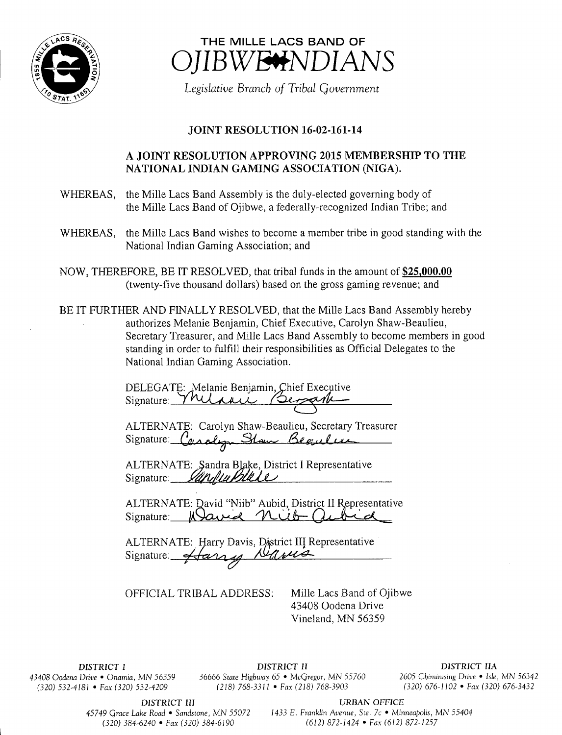# THE MILLE LACS BAND OF OJIBWE INDIANS

*Legislative Branch of Tribal Government*

## JOINT RESOLUTION 16-02-161-14

### A JOINT RESOLUTION APPROVING 2015 MEMBERSHIP TO THE NATIONAL INDIAN GAMING ASSOCIATION (NIGA).

WHEREAS, the Mille Lacs Band Assembly is the duly-elected governing body of the Mille Lacs Band of Ojibwe, a federally-recognized Indian Tribe; and

WHEREAS, the Mille Lacs Band wishes to become a member tribe in good standing with the National Indian Gaming Association; and

NOW, THEREFORE, BE IT RESOLVED, that tribal funds in the amount of **$25,000.00** (twenty-five thousand dollars) based on the gross gaming revenue; and

BE IT FURTHER AND FINALLY RESOLVED, that the Mille Lacs Band Assembly hereby authorizes Melanie Benjamin, Chief Executive, Carolyn Shaw-Beaulieu, Secretary Treasurer, and Mille Lacs Band Assembly to become members in good standing in order to fulfill their responsibilities as Official Delegates to the National Indian Gaming Association.

DELEGATE: Melanie Benjamin, Chief Executive
Signature: Melanie Benjamin

ALTERNATE: Carolyn Shaw-Beaulieu, Secretary Treasurer
Signature: Carolyn Shaw Beaulieu

ALTERNATE: Sandra Blake, District I Representative
Signature: Sandra Blake

ALTERNATE: David "Niib" Aubid, District II Representative
Signature: David Niib Aubid

ALTERNATE: Harry Davis, District III Representative
Signature: Harry Davis

OFFICIAL TRIBAL ADDRESS: Mille Lacs Band of Ojibwe
43408 Oodena Drive
Vineland, MN 56359

*DISTRICT I*
*43408 Oodena Drive • Onamia, MN 56359*
*(320) 532-4181 • Fax (320) 532-4209*

*DISTRICT II*
*36666 State Highway 65 • McGregor, MN 55760*
*(218) 768-3311 • Fax (218) 768-3903*

*DISTRICT IIA*
*2605 Chiminising Drive • Isle, MN 56342*
*(320) 676-1102 • Fax (320) 676-3432*

*DISTRICT III*
*45749 Grace Lake Road • Sandstone, MN 55072*
*(320) 384-6240 • Fax (320) 384-6190*

*URBAN OFFICE*
*1433 E. Franklin Avenue, Ste. 7c • Minneapolis, MN 55404*
*(612) 872-1424 • Fax (612) 872-1257*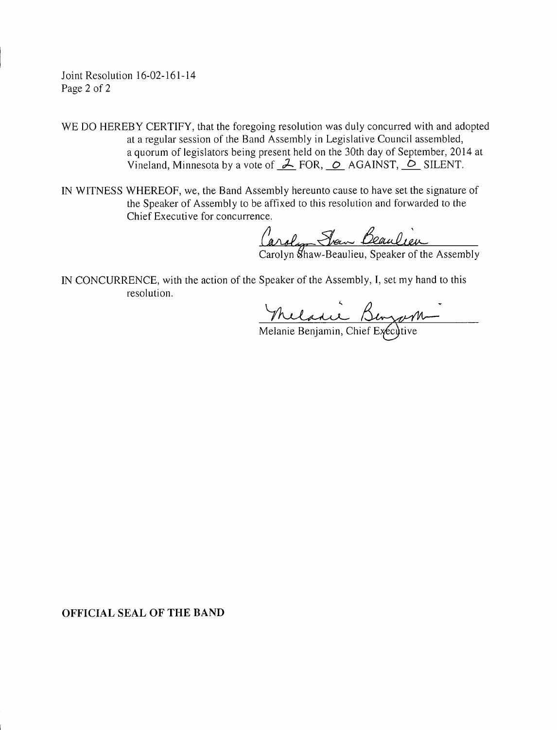Joint Resolution 16-02-161-14

WE DO HEREBY CERTIFY, that the foregoing resolution was duly concurred with and adopted at a regular session of the Band Assembly in Legislative Council assembled, a quorum of legislators being present held on the 30th day of September, 2014 at Vineland, Minnesota by a vote of 2 FOR, 0 AGAINST, 0 SILENT.

IN WITNESS WHEREOF, we, the Band Assembly hereunto cause to have set the signature of the Speaker of Assembly to be affixed to this resolution and forwarded to the Chief Executive for concurrence.

Carolyn Shaw-Beaulieu, Speaker of the Assembly

IN CONCURRENCE, with the action of the Speaker of the Assembly, I, set my hand to this resolution.

Melanie Benjamin, Chief Executive

**OFFICIAL SEAL OF THE BAND**